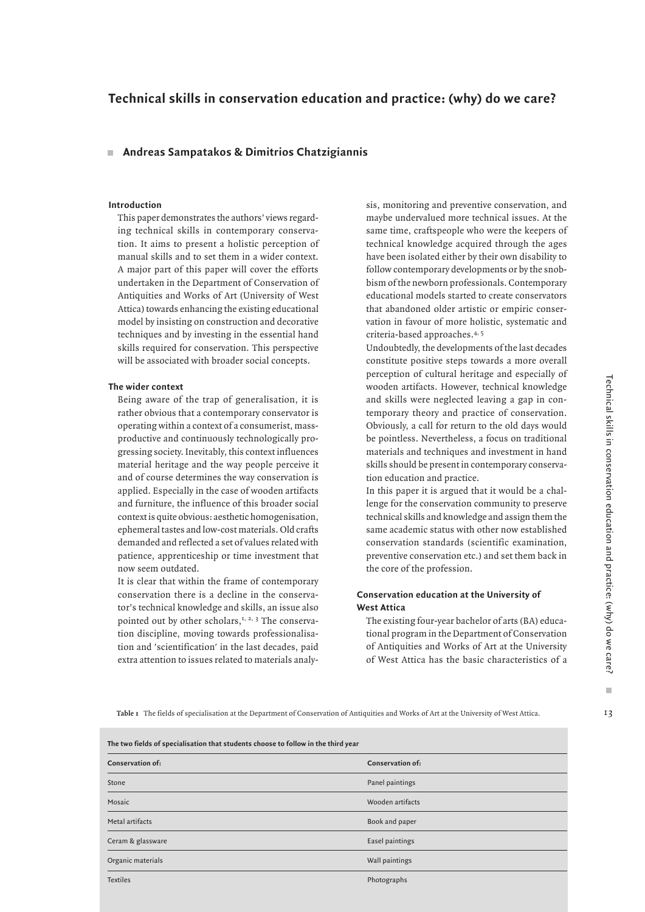# Technical skills in conservation education and practice: (why) do we care?

## Andreas Sampatakos & Dimitrios Chatzigiannis

### Introduction

This paper demonstrates the authors' views regarding technical skills in contemporary conservation. It aims to present a holistic perception of manual skills and to set them in a wider context. A major part of this paper will cover the efforts undertaken in the Department of Conservation of Antiquities and Works of Art (University of West Attica) towards enhancing the existing educational model by insisting on construction and decorative techniques and by investing in the essential hand skills required for conservation. This perspective will be associated with broader social concepts.

### The wider context

Being aware of the trap of generalisation, it is rather obvious that a contemporary conservator is operating within a context of a consumerist, mass-productive and continuously technologically progressing society. Inevitably, this context influences material heritage and the way people perceive it and of course determines the way conservation is applied. Especially in the case of wooden artifacts and furniture, the influence of this broader social context is quite obvious: aesthetic homogenisation, ephemeral tastes and low-cost materials. Old crafts demanded and reflected a set of values related with patience, apprenticeship or time investment that now seem outdated.

It is clear that within the frame of contemporary conservation there is a decline in the conservator's technical knowledge and skills, an issue also pointed out by other scholars,[1, 2, 3] The conservation discipline, moving towards professionalisation and 'scientification' in the last decades, paid extra attention to issues related to materials analysis, monitoring and preventive conservation, and maybe undervalued more technical issues. At the same time, craftspeople who were the keepers of technical knowledge acquired through the ages have been isolated either by their own disability to follow contemporary developments or by the snobbism of the newborn professionals. Contemporary educational models started to create conservators that abandoned older artistic or empiric conservation in favour of more holistic, systematic and criteria-based approaches.[4, 5]

Undoubtedly, the developments of the last decades constitute positive steps towards a more overall perception of cultural heritage and especially of wooden artifacts. However, technical knowledge and skills were neglected leaving a gap in contemporary theory and practice of conservation. Obviously, a call for return to the old days would be pointless. Nevertheless, a focus on traditional materials and techniques and investment in hand skills should be present in contemporary conservation education and practice.

In this paper it is argued that it would be a challenge for the conservation community to preserve technical skills and knowledge and assign them the same academic status with other now established conservation standards (scientific examination, preventive conservation etc.) and set them back in the core of the profession.

### Conservation education at the University of West Attica

The existing four-year bachelor of arts (BA) educational program in the Department of Conservation of Antiquities and Works of Art at the University of West Attica has the basic characteristics of a

**Table 1** The fields of specialisation at the Department of Conservation of Antiquities and Works of Art at the University of West Attica.

| The two fields of specialisation that students choose to follow in the third year | |
|---|---|
| **Conservation of:** | **Conservation of:** |
| Stone | Panel paintings |
| Mosaic | Wooden artifacts |
| Metal artifacts | Book and paper |
| Ceram & glassware | Easel paintings |
| Organic materials | Wall paintings |
| Textiles | Photographs |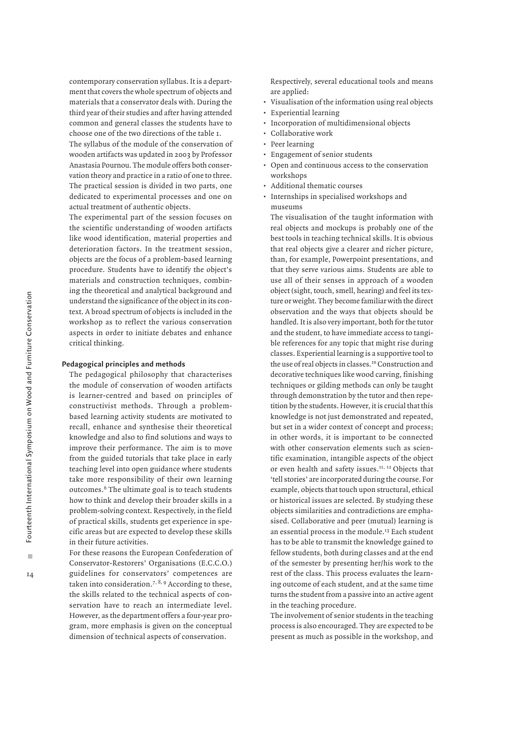contemporary conservation syllabus. It is a department that covers the whole spectrum of objects and materials that a conservator deals with. During the third year of their studies and after having attended common and general classes the students have to choose one of the two directions of the table 1.

The syllabus of the module of the conservation of wooden artifacts was updated in 2003 by Professor Anastasia Pournou. The module offers both conservation theory and practice in a ratio of one to three. The practical session is divided in two parts, one dedicated to experimental processes and one on actual treatment of authentic objects.

The experimental part of the session focuses on the scientific understanding of wooden artifacts like wood identification, material properties and deterioration factors. In the treatment session, objects are the focus of a problem-based learning procedure. Students have to identify the object's materials and construction techniques, combining the theoretical and analytical background and understand the significance of the object in its context. A broad spectrum of objects is included in the workshop as to reflect the various conservation aspects in order to initiate debates and enhance critical thinking.

## Pedagogical principles and methods

The pedagogical philosophy that characterises the module of conservation of wooden artifacts is learner-centred and based on principles of constructivist methods. Through a problem-based learning activity students are motivated to recall, enhance and synthesise their theoretical knowledge and also to find solutions and ways to improve their performance. The aim is to move from the guided tutorials that take place in early teaching level into open guidance where students take more responsibility of their own learning outcomes.[6] The ultimate goal is to teach students how to think and develop their broader skills in a problem-solving context. Respectively, in the field of practical skills, students get experience in specific areas but are expected to develop these skills in their future activities.

For these reasons the European Confederation of Conservator-Restorers' Organisations (E.C.C.O.) guidelines for conservators' competences are taken into consideration.[7, 8, 9] According to these, the skills related to the technical aspects of conservation have to reach an intermediate level. However, as the department offers a four-year program, more emphasis is given on the conceptual dimension of technical aspects of conservation.

Respectively, several educational tools and means are applied:

- Visualisation of the information using real objects
- Experiential learning
- Incorporation of multidimensional objects
- Collaborative work
- Peer learning
- Engagement of senior students
- Open and continuous access to the conservation workshops
- Additional thematic courses
- Internships in specialised workshops and museums

The visualisation of the taught information with real objects and mockups is probably one of the best tools in teaching technical skills. It is obvious that real objects give a clearer and richer picture, than, for example, Powerpoint presentations, and that they serve various aims. Students are able to use all of their senses in approach of a wooden object (sight, touch, smell, hearing) and feel its texture or weight. They become familiar with the direct observation and the ways that objects should be handled. It is also very important, both for the tutor and the student, to have immediate access to tangible references for any topic that might rise during classes. Experiential learning is a supportive tool to the use of real objects in classes.[10] Construction and decorative techniques like wood carving, finishing techniques or gilding methods can only be taught through demonstration by the tutor and then repetition by the students. However, it is crucial that this knowledge is not just demonstrated and repeated, but set in a wider context of concept and process; in other words, it is important to be connected with other conservation elements such as scientific examination, intangible aspects of the object or even health and safety issues.[11, 12] Objects that 'tell stories' are incorporated during the course. For example, objects that touch upon structural, ethical or historical issues are selected. By studying these objects similarities and contradictions are emphasised. Collaborative and peer (mutual) learning is an essential process in the module.[13] Each student has to be able to transmit the knowledge gained to fellow students, both during classes and at the end of the semester by presenting her/his work to the rest of the class. This process evaluates the learning outcome of each student, and at the same time turns the student from a passive into an active agent in the teaching procedure.

The involvement of senior students in the teaching process is also encouraged. They are expected to be present as much as possible in the workshop, and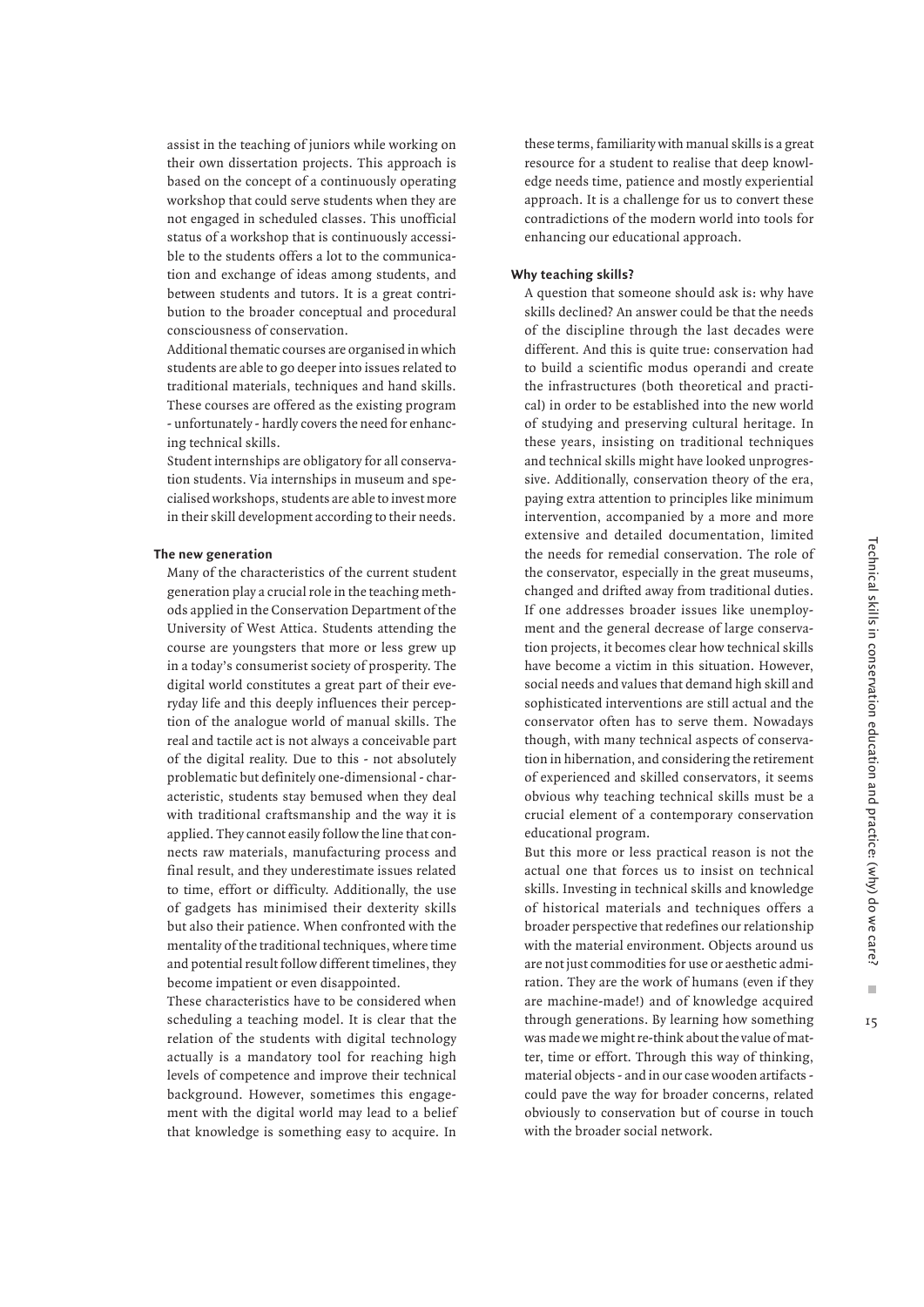assist in the teaching of juniors while working on their own dissertation projects. This approach is based on the concept of a continuously operating workshop that could serve students when they are not engaged in scheduled classes. This unofficial status of a workshop that is continuously accessible to the students offers a lot to the communication and exchange of ideas among students, and between students and tutors. It is a great contribution to the broader conceptual and procedural consciousness of conservation.

Additional thematic courses are organised in which students are able to go deeper into issues related to traditional materials, techniques and hand skills. These courses are offered as the existing program - unfortunately - hardly covers the need for enhancing technical skills.

Student internships are obligatory for all conservation students. Via internships in museum and specialised workshops, students are able to invest more in their skill development according to their needs.

### The new generation

Many of the characteristics of the current student generation play a crucial role in the teaching methods applied in the Conservation Department of the University of West Attica. Students attending the course are youngsters that more or less grew up in a today's consumerist society of prosperity. The digital world constitutes a great part of their everyday life and this deeply influences their perception of the analogue world of manual skills. The real and tactile act is not always a conceivable part of the digital reality. Due to this - not absolutely problematic but definitely one-dimensional - characteristic, students stay bemused when they deal with traditional craftsmanship and the way it is applied. They cannot easily follow the line that connects raw materials, manufacturing process and final result, and they underestimate issues related to time, effort or difficulty. Additionally, the use of gadgets has minimised their dexterity skills but also their patience. When confronted with the mentality of the traditional techniques, where time and potential result follow different timelines, they become impatient or even disappointed.

These characteristics have to be considered when scheduling a teaching model. It is clear that the relation of the students with digital technology actually is a mandatory tool for reaching high levels of competence and improve their technical background. However, sometimes this engagement with the digital world may lead to a belief that knowledge is something easy to acquire. In these terms, familiarity with manual skills is a great resource for a student to realise that deep knowledge needs time, patience and mostly experiential approach. It is a challenge for us to convert these contradictions of the modern world into tools for enhancing our educational approach.

### Why teaching skills?

A question that someone should ask is: why have skills declined? An answer could be that the needs of the discipline through the last decades were different. And this is quite true: conservation had to build a scientific modus operandi and create the infrastructures (both theoretical and practical) in order to be established into the new world of studying and preserving cultural heritage. In these years, insisting on traditional techniques and technical skills might have looked unprogressive. Additionally, conservation theory of the era, paying extra attention to principles like minimum intervention, accompanied by a more and more extensive and detailed documentation, limited the needs for remedial conservation. The role of the conservator, especially in the great museums, changed and drifted away from traditional duties. If one addresses broader issues like unemployment and the general decrease of large conservation projects, it becomes clear how technical skills have become a victim in this situation. However, social needs and values that demand high skill and sophisticated interventions are still actual and the conservator often has to serve them. Nowadays though, with many technical aspects of conservation in hibernation, and considering the retirement of experienced and skilled conservators, it seems obvious why teaching technical skills must be a crucial element of a contemporary conservation educational program.

But this more or less practical reason is not the actual one that forces us to insist on technical skills. Investing in technical skills and knowledge of historical materials and techniques offers a broader perspective that redefines our relationship with the material environment. Objects around us are not just commodities for use or aesthetic admiration. They are the work of humans (even if they are machine-made!) and of knowledge acquired through generations. By learning how something was made we might re-think about the value of matter, time or effort. Through this way of thinking, material objects - and in our case wooden artifacts - could pave the way for broader concerns, related obviously to conservation but of course in touch with the broader social network.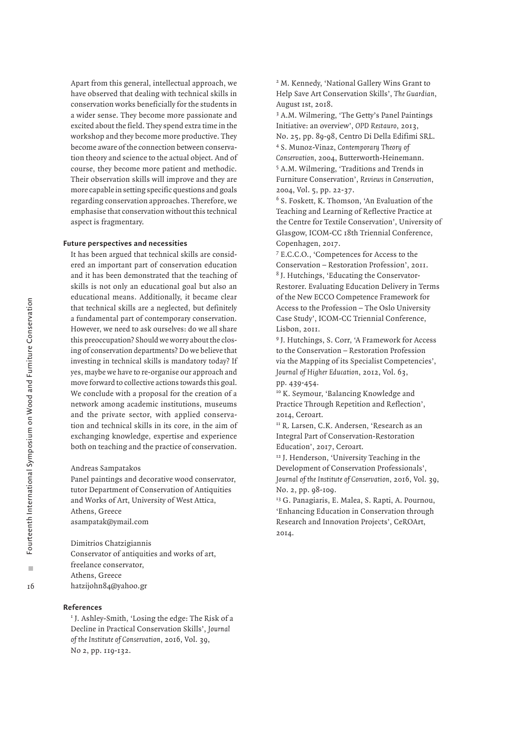Apart from this general, intellectual approach, we have observed that dealing with technical skills in conservation works beneficially for the students in a wider sense. They become more passionate and excited about the field. They spend extra time in the workshop and they become more productive. They become aware of the connection between conservation theory and science to the actual object. And of course, they become more patient and methodic. Their observation skills will improve and they are more capable in setting specific questions and goals regarding conservation approaches. Therefore, we emphasise that conservation without this technical aspect is fragmentary.

**Future perspectives and necessities**

It has been argued that technical skills are considered an important part of conservation education and it has been demonstrated that the teaching of skills is not only an educational goal but also an educational means. Additionally, it became clear that technical skills are a neglected, but definitely a fundamental part of contemporary conservation. However, we need to ask ourselves: do we all share this preoccupation? Should we worry about the closing of conservation departments? Do we believe that investing in technical skills is mandatory today? If yes, maybe we have to re-organise our approach and move forward to collective actions towards this goal. We conclude with a proposal for the creation of a network among academic institutions, museums and the private sector, with applied conservation and technical skills in its core, in the aim of exchanging knowledge, expertise and experience both on teaching and the practice of conservation.

Andreas Sampatakos
Panel paintings and decorative wood conservator, tutor Department of Conservation of Antiquities and Works of Art, University of West Attica,
Athens, Greece
asampatak@ymail.com

Dimitrios Chatzigiannis
Conservator of antiquities and works of art,
freelance conservator,
Athens, Greece
hatzijohn84@yahoo.gr

**References**

[1] J. Ashley-Smith, 'Losing the edge: The Risk of a Decline in Practical Conservation Skills', *Journal of the Institute of Conservation*, 2016, Vol. 39, No 2, pp. 119-132.

[2] M. Kennedy, 'National Gallery Wins Grant to Help Save Art Conservation Skills', *The Guardian*, August 1st, 2018.

[3] A.M. Wilmering, 'The Getty's Panel Paintings Initiative: an overview', *OPD Restauro*, 2013, No. 25, pp. 89-98, Centro Di Della Edifimi SRL.

[4] S. Munoz-Vinaz, *Contemporary Theory of Conservation*, 2004, Butterworth-Heinemann.

[5] A.M. Wilmering, 'Traditions and Trends in Furniture Conservation', *Reviews in Conservation*, 2004, Vol. 5, pp. 22-37.

[6] S. Foskett, K. Thomson, 'An Evaluation of the Teaching and Learning of Reflective Practice at the Centre for Textile Conservation', University of Glasgow, ICOM-CC 18th Triennial Conference, Copenhagen, 2017.

[7] E.C.C.O., 'Competences for Access to the Conservation – Restoration Profession', 2011.

[8] J. Hutchings, 'Educating the Conservator-Restorer. Evaluating Education Delivery in Terms of the New ECCO Competence Framework for Access to the Profession – The Oslo University Case Study', ICOM-CC Triennial Conference, Lisbon, 2011.

[9] J. Hutchings, S. Corr, 'A Framework for Access to the Conservation – Restoration Profession via the Mapping of its Specialist Competencies', *Journal of Higher Education*, 2012, Vol. 63, pp. 439-454.

[10] K. Seymour, 'Balancing Knowledge and Practice Through Repetition and Reflection', 2014, Ceroart.

[11] R. Larsen, C.K. Andersen, 'Research as an Integral Part of Conservation-Restoration Education', 2017, Ceroart.

[12] J. Henderson, 'University Teaching in the Development of Conservation Professionals', *Journal of the Institute of Conservation*, 2016, Vol. 39, No. 2, pp. 98-109.

[13] G. Panagiaris, E. Malea, S. Rapti, A. Pournou, 'Enhancing Education in Conservation through Research and Innovation Projects', CeROArt, 2014.